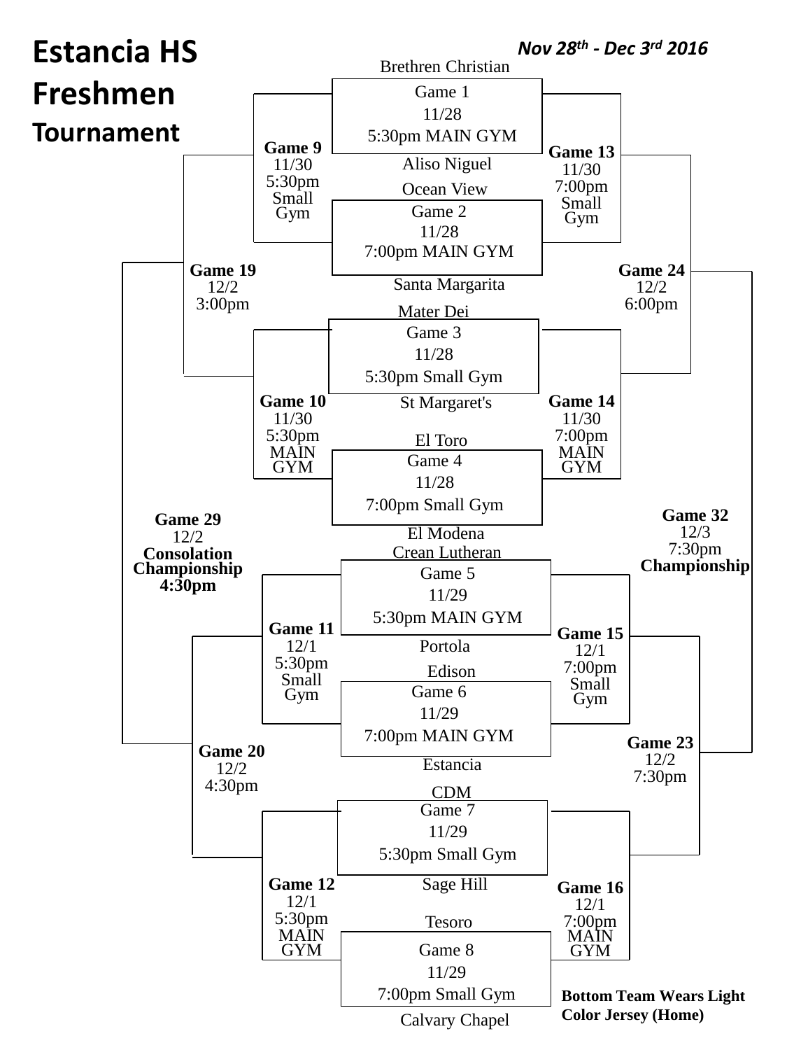# Estancia HS Freshmen Tournament

***Nov 28th - Dec 3rd 2016***

## First Round

| Game | Date | Time / Location | Top Team | Bottom Team |
|---|---|---|---|---|
| Game 1 | 11/28 | 5:30pm MAIN GYM | Brethren Christian | Aliso Niguel |
| Game 2 | 11/28 | 7:00pm MAIN GYM | Ocean View | Santa Margarita |
| Game 3 | 11/28 | 5:30pm Small Gym | Mater Dei | St Margaret's |
| Game 4 | 11/28 | 7:00pm Small Gym | El Toro | El Modena |
| Game 5 | 11/29 | 5:30pm MAIN GYM | Crean Lutheran | Portola |
| Game 6 | 11/29 | 7:00pm MAIN GYM | Edison | Estancia |
| Game 7 | 11/29 | 5:30pm Small Gym | CDM | Sage Hill |
| Game 8 | 11/29 | 7:00pm Small Gym | Tesoro | Calvary Chapel |

## Later Rounds

**Game 9** 11/30 5:30pm Small Gym

**Game 10** 11/30 5:30pm MAIN GYM

**Game 11** 12/1 5:30pm Small Gym

**Game 12** 12/1 5:30pm MAIN GYM

**Game 13** 11/30 7:00pm Small Gym

**Game 14** 11/30 7:00pm MAIN GYM

**Game 15** 12/1 7:00pm Small Gym

**Game 16** 12/1 7:00pm MAIN GYM

**Game 19** 12/2 3:00pm

**Game 20** 12/2 4:30pm

**Game 23** 12/2 7:30pm

**Game 24** 12/2 6:00pm

**Game 29** 12/2 **Consolation Championship 4:30pm**

**Game 32** 12/3 7:30pm **Championship**

**Bottom Team Wears Light Color Jersey (Home)**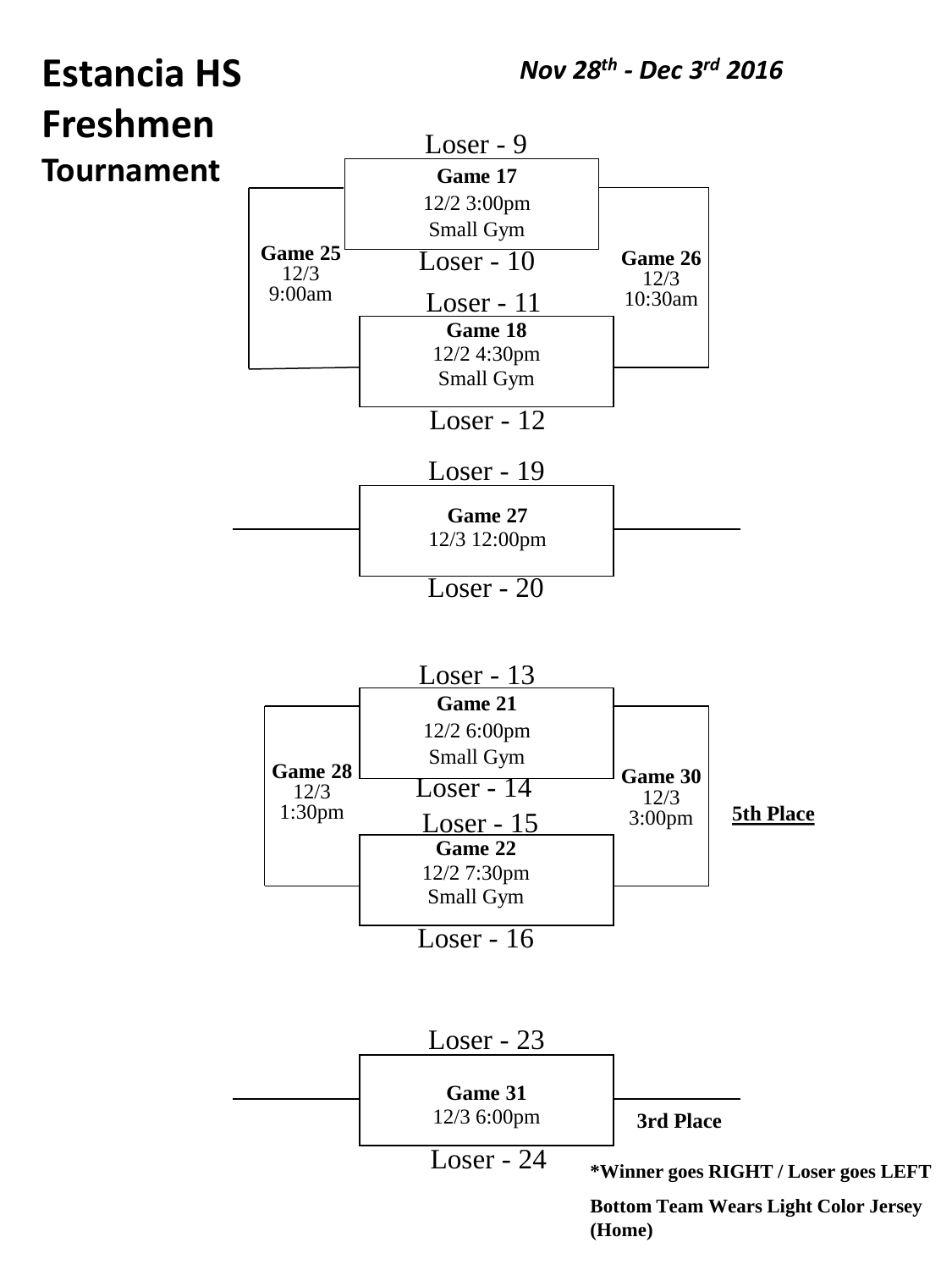# Estancia HS Freshmen Tournament

***Nov 28th - Dec 3rd 2016***

Loser - 9

**Game 17**
12/2 3:00pm
Small Gym

Loser - 10

**Game 25**
12/3
9:00am

**Game 26**
12/3
10:30am

Loser - 11

**Game 18**
12/2 4:30pm
Small Gym

Loser - 12

Loser - 19

**Game 27**
12/3 12:00pm

Loser - 20

Loser - 13

**Game 21**
12/2 6:00pm
Small Gym

Loser - 14

**Game 28**
12/3
1:30pm

**Game 30**
12/3
3:00pm

**5th Place**

Loser - 15

**Game 22**
12/2 7:30pm
Small Gym

Loser - 16

Loser - 23

**Game 31**
12/3 6:00pm

**3rd Place**

Loser - 24

***Winner goes RIGHT / Loser goes LEFT**

**Bottom Team Wears Light Color Jersey (Home)**